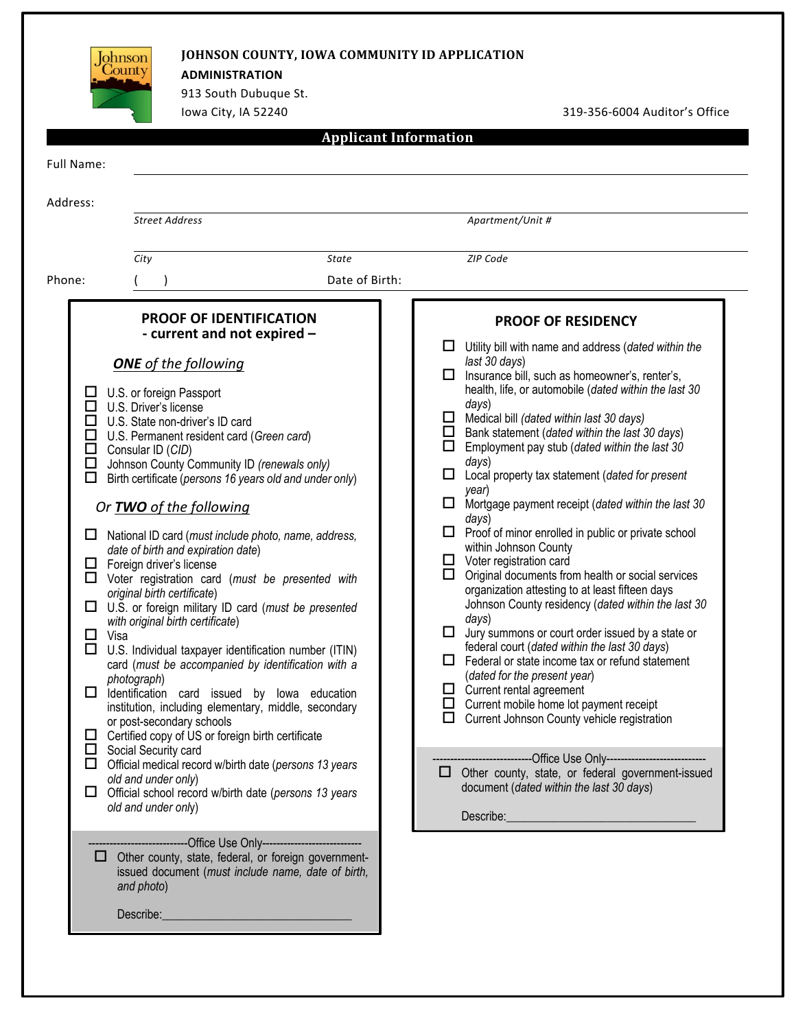# JOHNSON COUNTY, IOWA COMMUNITY ID APPLICATION

**ADMINISTRATION**
913 South Dubuque St.
Iowa City, IA 52240

319-356-6004 Auditor's Office

## Applicant Information

Full Name: ______________________________

Address: ______________________________
*Street Address* *Apartment/Unit #*

______________________________
*City* *State* *ZIP Code*

Phone: ( ) Date of Birth: ______________

### PROOF OF IDENTIFICATION - current and not expired –

***ONE** of the following*

- ☐ U.S. or foreign Passport
- ☐ U.S. Driver's license
- ☐ U.S. State non-driver's ID card
- ☐ U.S. Permanent resident card (*Green card*)
- ☐ Consular ID (*CID*)
- ☐ Johnson County Community ID *(renewals only)*
- ☐ Birth certificate (*persons 16 years old and under only*)

*Or **TWO** of the following*

- ☐ National ID card (*must include photo, name, address, date of birth and expiration date*)
- ☐ Foreign driver's license
- ☐ Voter registration card (*must be presented with original birth certificate*)
- ☐ U.S. or foreign military ID card (*must be presented with original birth certificate*)
- ☐ Visa
- ☐ U.S. Individual taxpayer identification number (ITIN) card (*must be accompanied by identification with a photograph*)
- ☐ Identification card issued by Iowa education institution, including elementary, middle, secondary or post-secondary schools
- ☐ Certified copy of US or foreign birth certificate
- ☐ Social Security card
- ☐ Official medical record w/birth date (*persons 13 years old and under only*)
- ☐ Official school record w/birth date (*persons 13 years old and under only*)

----------------------------Office Use Only----------------------------

- ☐ Other county, state, federal, or foreign government-issued document (*must include name, date of birth, and photo*)

Describe:______________________________

### PROOF OF RESIDENCY

- ☐ Utility bill with name and address (*dated within the last 30 days*)
- ☐ Insurance bill, such as homeowner's, renter's, health, life, or automobile (*dated within the last 30 days*)
- ☐ Medical bill *(dated within last 30 days)*
- ☐ Bank statement (*dated within the last 30 days*)
- ☐ Employment pay stub (*dated within the last 30 days*)
- ☐ Local property tax statement (*dated for present year*)
- ☐ Mortgage payment receipt (*dated within the last 30 days*)
- ☐ Proof of minor enrolled in public or private school within Johnson County
- ☐ Voter registration card
- ☐ Original documents from health or social services organization attesting to at least fifteen days Johnson County residency (*dated within the last 30 days*)
- ☐ Jury summons or court order issued by a state or federal court (*dated within the last 30 days*)
- ☐ Federal or state income tax or refund statement (*dated for the present year*)
- ☐ Current rental agreement
- ☐ Current mobile home lot payment receipt
- ☐ Current Johnson County vehicle registration

----------------------------Office Use Only----------------------------

- ☐ Other county, state, or federal government-issued document (*dated within the last 30 days*)

Describe:______________________________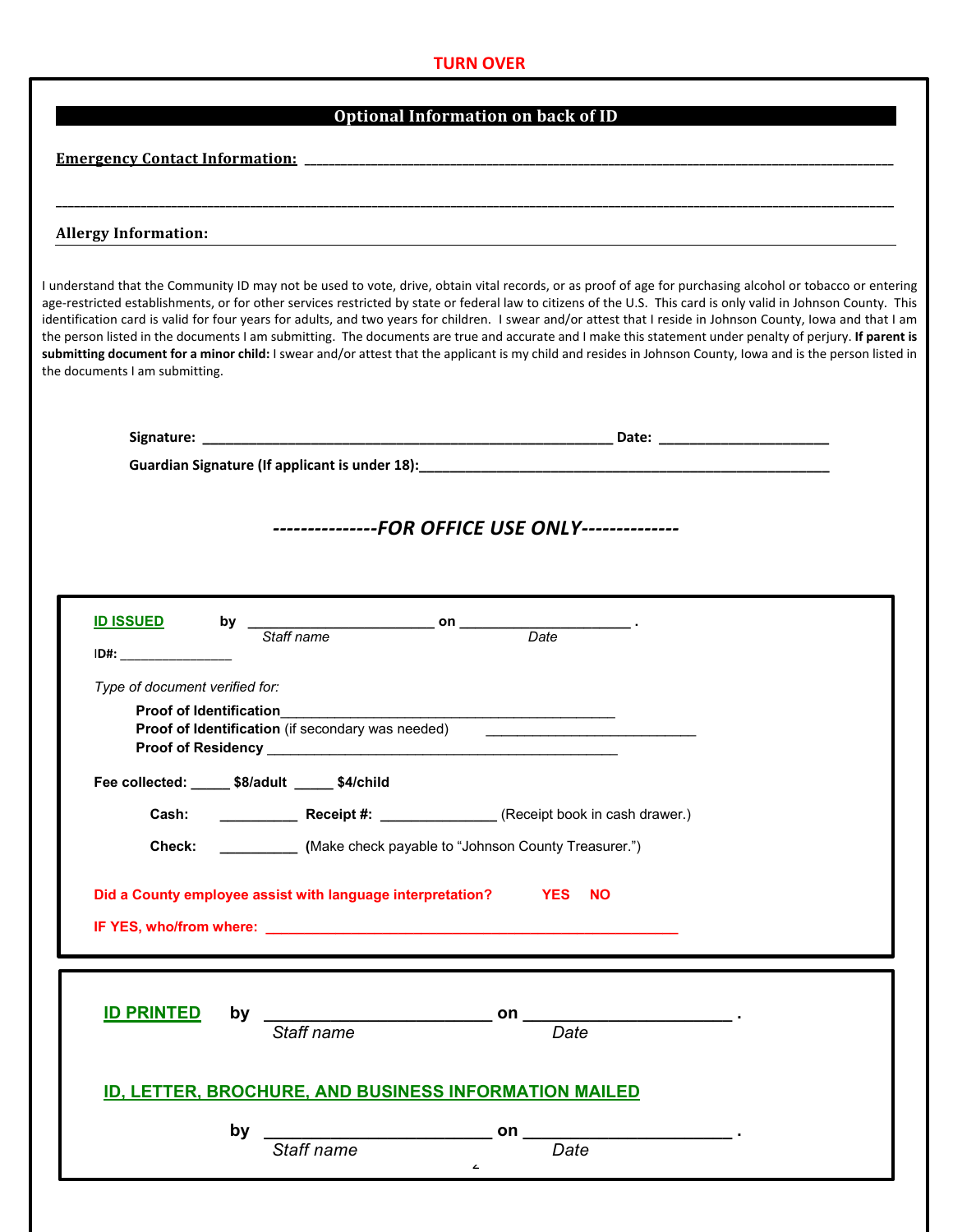**TURN OVER**

## Optional Information on back of ID

**Emergency Contact Information:** ______________________________________________________________________________

______________________________________________________________________________

**Allergy Information:** ______________________________________________________________________________

I understand that the Community ID may not be used to vote, drive, obtain vital records, or as proof of age for purchasing alcohol or tobacco or entering age-restricted establishments, or for other services restricted by state or federal law to citizens of the U.S. This card is only valid in Johnson County. This identification card is valid for four years for adults, and two years for children. I swear and/or attest that I reside in Johnson County, Iowa and that I am the person listed in the documents I am submitting. The documents are true and accurate and I make this statement under penalty of perjury. **If parent is submitting document for a minor child:** I swear and/or attest that the applicant is my child and resides in Johnson County, Iowa and is the person listed in the documents I am submitting.

**Signature:** ____________________________________________ **Date:** ____________________

**Guardian Signature (If applicant is under 18):**____________________________________________

## ---------------FOR OFFICE USE ONLY--------------

**ID ISSUED** by ______________________ on ____________________ .
*Staff name* *Date*

ID#: ______________

*Type of document verified for:*

**Proof of Identification**_________________________________________

**Proof of Identification** (if secondary was needed) _________________________

**Proof of Residency** _________________________________________

**Fee collected:** _____ **$8/adult** _____ **$4/child**

**Cash:** _________ **Receipt #:** ______________ (Receipt book in cash drawer.)

**Check:** _________ **(**Make check payable to "Johnson County Treasurer.")

**Did a County employee assist with language interpretation?** **YES** **NO**

**IF YES, who/from where:** ______________________________________________

**ID PRINTED** by ______________________ on ____________________ .
*Staff name* *Date*

**ID, LETTER, BROCHURE, AND BUSINESS INFORMATION MAILED**

by ______________________ on ____________________ .
*Staff name* *Date*